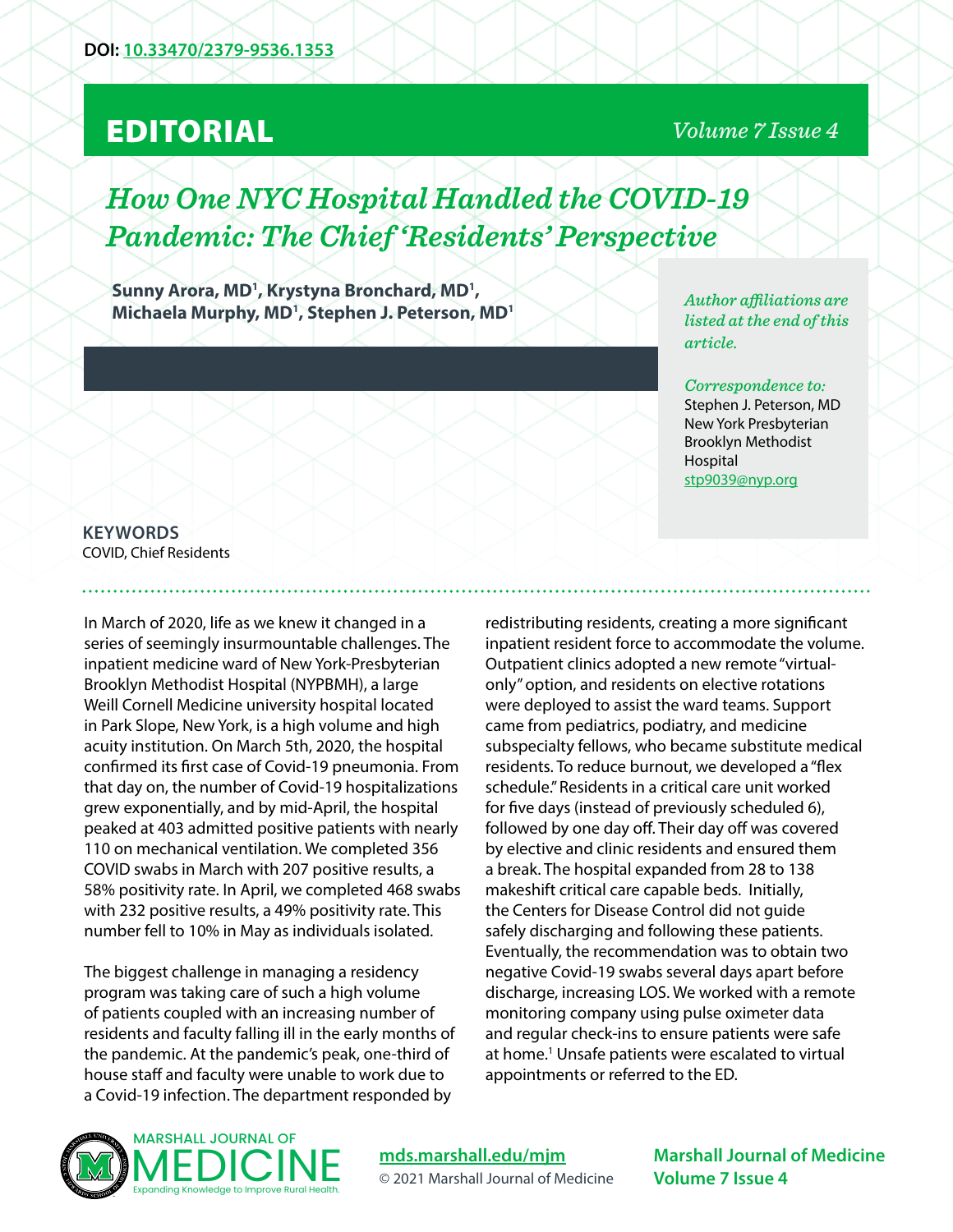DOI: [10.33470/2379-9536.1353](https://doi.org/10.33470/2379-9536.1353)

# EDITORIAL

# *How One NYC Hospital Handled the COVID-19 Pandemic: The Chief 'Residents' Perspective*

**Sunny Arora, MD[1], Krystyna Bronchard, MD[1], Michaela Murphy, MD[1], Stephen J. Peterson, MD[1]**

*Author affiliations are listed at the end of this article.*

*Correspondence to:*
Stephen J. Peterson, MD
New York Presbyterian Brooklyn Methodist Hospital
stp9039@nyp.org

**KEYWORDS**
COVID, Chief Residents

In March of 2020, life as we knew it changed in a series of seemingly insurmountable challenges. The inpatient medicine ward of New York-Presbyterian Brooklyn Methodist Hospital (NYPBMH), a large Weill Cornell Medicine university hospital located in Park Slope, New York, is a high volume and high acuity institution. On March 5th, 2020, the hospital confirmed its first case of Covid-19 pneumonia. From that day on, the number of Covid-19 hospitalizations grew exponentially, and by mid-April, the hospital peaked at 403 admitted positive patients with nearly 110 on mechanical ventilation. We completed 356 COVID swabs in March with 207 positive results, a 58% positivity rate. In April, we completed 468 swabs with 232 positive results, a 49% positivity rate. This number fell to 10% in May as individuals isolated.

The biggest challenge in managing a residency program was taking care of such a high volume of patients coupled with an increasing number of residents and faculty falling ill in the early months of the pandemic. At the pandemic's peak, one-third of house staff and faculty were unable to work due to a Covid-19 infection. The department responded by redistributing residents, creating a more significant inpatient resident force to accommodate the volume. Outpatient clinics adopted a new remote "virtual-only" option, and residents on elective rotations were deployed to assist the ward teams. Support came from pediatrics, podiatry, and medicine subspecialty fellows, who became substitute medical residents. To reduce burnout, we developed a "flex schedule." Residents in a critical care unit worked for five days (instead of previously scheduled 6), followed by one day off. Their day off was covered by elective and clinic residents and ensured them a break. The hospital expanded from 28 to 138 makeshift critical care capable beds. Initially, the Centers for Disease Control did not guide safely discharging and following these patients. Eventually, the recommendation was to obtain two negative Covid-19 swabs several days apart before discharge, increasing LOS. We worked with a remote monitoring company using pulse oximeter data and regular check-ins to ensure patients were safe at home.[1] Unsafe patients were escalated to virtual appointments or referred to the ED.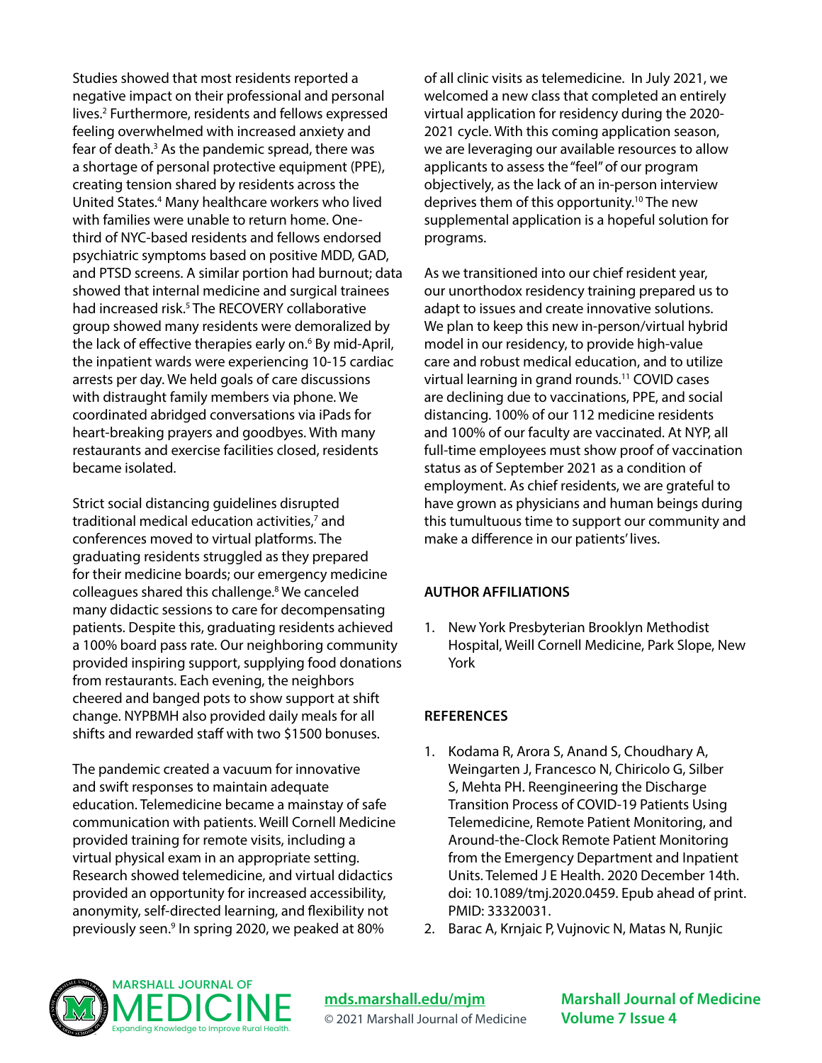Studies showed that most residents reported a negative impact on their professional and personal lives.[2] Furthermore, residents and fellows expressed feeling overwhelmed with increased anxiety and fear of death.[3] As the pandemic spread, there was a shortage of personal protective equipment (PPE), creating tension shared by residents across the United States.[4] Many healthcare workers who lived with families were unable to return home. One-third of NYC-based residents and fellows endorsed psychiatric symptoms based on positive MDD, GAD, and PTSD screens. A similar portion had burnout; data showed that internal medicine and surgical trainees had increased risk.[5] The RECOVERY collaborative group showed many residents were demoralized by the lack of effective therapies early on.[6] By mid-April, the inpatient wards were experiencing 10-15 cardiac arrests per day. We held goals of care discussions with distraught family members via phone. We coordinated abridged conversations via iPads for heart-breaking prayers and goodbyes. With many restaurants and exercise facilities closed, residents became isolated.

Strict social distancing guidelines disrupted traditional medical education activities,[7] and conferences moved to virtual platforms. The graduating residents struggled as they prepared for their medicine boards; our emergency medicine colleagues shared this challenge.[8] We canceled many didactic sessions to care for decompensating patients. Despite this, graduating residents achieved a 100% board pass rate. Our neighboring community provided inspiring support, supplying food donations from restaurants. Each evening, the neighbors cheered and banged pots to show support at shift change. NYPBMH also provided daily meals for all shifts and rewarded staff with two $1500 bonuses.

The pandemic created a vacuum for innovative and swift responses to maintain adequate education. Telemedicine became a mainstay of safe communication with patients. Weill Cornell Medicine provided training for remote visits, including a virtual physical exam in an appropriate setting. Research showed telemedicine, and virtual didactics provided an opportunity for increased accessibility, anonymity, self-directed learning, and flexibility not previously seen.[9] In spring 2020, we peaked at 80% of all clinic visits as telemedicine. In July 2021, we welcomed a new class that completed an entirely virtual application for residency during the 2020-2021 cycle. With this coming application season, we are leveraging our available resources to allow applicants to assess the "feel" of our program objectively, as the lack of an in-person interview deprives them of this opportunity.[10] The new supplemental application is a hopeful solution for programs.

As we transitioned into our chief resident year, our unorthodox residency training prepared us to adapt to issues and create innovative solutions. We plan to keep this new in-person/virtual hybrid model in our residency, to provide high-value care and robust medical education, and to utilize virtual learning in grand rounds.[11] COVID cases are declining due to vaccinations, PPE, and social distancing. 100% of our 112 medicine residents and 100% of our faculty are vaccinated. At NYP, all full-time employees must show proof of vaccination status as of September 2021 as a condition of employment. As chief residents, we are grateful to have grown as physicians and human beings during this tumultuous time to support our community and make a difference in our patients' lives.

## AUTHOR AFFILIATIONS

1. New York Presbyterian Brooklyn Methodist Hospital, Weill Cornell Medicine, Park Slope, New York

## REFERENCES

1. Kodama R, Arora S, Anand S, Choudhary A, Weingarten J, Francesco N, Chiricolo G, Silber S, Mehta PH. Reengineering the Discharge Transition Process of COVID-19 Patients Using Telemedicine, Remote Patient Monitoring, and Around-the-Clock Remote Patient Monitoring from the Emergency Department and Inpatient Units. Telemed J E Health. 2020 December 14th. doi: 10.1089/tmj.2020.0459. Epub ahead of print. PMID: 33320031.
2. Barac A, Krnjaic P, Vujnovic N, Matas N, Runjic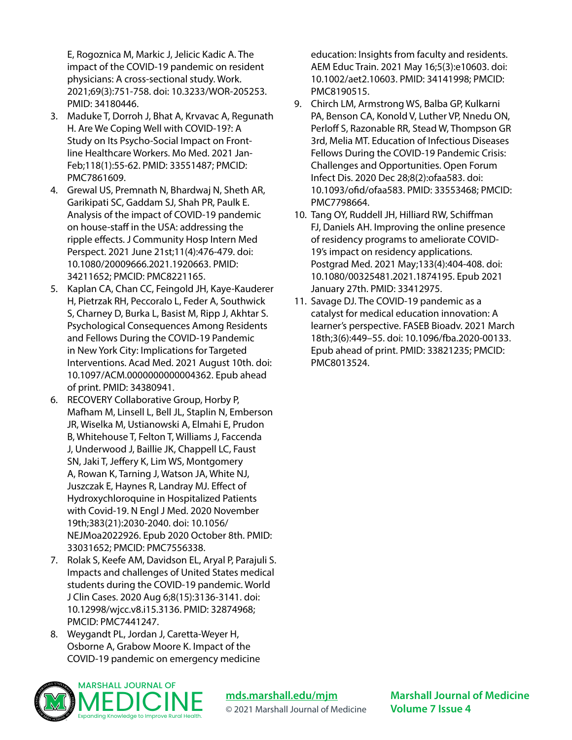E, Rogoznica M, Markic J, Jelicic Kadic A. The impact of the COVID-19 pandemic on resident physicians: A cross-sectional study. Work. 2021;69(3):751-758. doi: 10.3233/WOR-205253. PMID: 34180446.

3. Maduke T, Dorroh J, Bhat A, Krvavac A, Regunath H. Are We Coping Well with COVID-19?: A Study on Its Psycho-Social Impact on Front-line Healthcare Workers. Mo Med. 2021 Jan-Feb;118(1):55-62. PMID: 33551487; PMCID: PMC7861609.
4. Grewal US, Premnath N, Bhardwaj N, Sheth AR, Garikipati SC, Gaddam SJ, Shah PR, Paulk E. Analysis of the impact of COVID-19 pandemic on house-staff in the USA: addressing the ripple effects. J Community Hosp Intern Med Perspect. 2021 June 21st;11(4):476-479. doi: 10.1080/20009666.2021.1920663. PMID: 34211652; PMCID: PMC8221165.
5. Kaplan CA, Chan CC, Feingold JH, Kaye-Kauderer H, Pietrzak RH, Peccoralo L, Feder A, Southwick S, Charney D, Burka L, Basist M, Ripp J, Akhtar S. Psychological Consequences Among Residents and Fellows During the COVID-19 Pandemic in New York City: Implications for Targeted Interventions. Acad Med. 2021 August 10th. doi: 10.1097/ACM.0000000000004362. Epub ahead of print. PMID: 34380941.
6. RECOVERY Collaborative Group, Horby P, Mafham M, Linsell L, Bell JL, Staplin N, Emberson JR, Wiselka M, Ustianowski A, Elmahi E, Prudon B, Whitehouse T, Felton T, Williams J, Faccenda J, Underwood J, Baillie JK, Chappell LC, Faust SN, Jaki T, Jeffery K, Lim WS, Montgomery A, Rowan K, Tarning J, Watson JA, White NJ, Juszczak E, Haynes R, Landray MJ. Effect of Hydroxychloroquine in Hospitalized Patients with Covid-19. N Engl J Med. 2020 November 19th;383(21):2030-2040. doi: 10.1056/NEJMoa2022926. Epub 2020 October 8th. PMID: 33031652; PMCID: PMC7556338.
7. Rolak S, Keefe AM, Davidson EL, Aryal P, Parajuli S. Impacts and challenges of United States medical students during the COVID-19 pandemic. World J Clin Cases. 2020 Aug 6;8(15):3136-3141. doi: 10.12998/wjcc.v8.i15.3136. PMID: 32874968; PMCID: PMC7441247.
8. Weygandt PL, Jordan J, Caretta-Weyer H, Osborne A, Grabow Moore K. Impact of the COVID-19 pandemic on emergency medicine education: Insights from faculty and residents. AEM Educ Train. 2021 May 16;5(3):e10603. doi: 10.1002/aet2.10603. PMID: 34141998; PMCID: PMC8190515.
9. Chirch LM, Armstrong WS, Balba GP, Kulkarni PA, Benson CA, Konold V, Luther VP, Nnedu ON, Perloff S, Razonable RR, Stead W, Thompson GR 3rd, Melia MT. Education of Infectious Diseases Fellows During the COVID-19 Pandemic Crisis: Challenges and Opportunities. Open Forum Infect Dis. 2020 Dec 28;8(2):ofaa583. doi: 10.1093/ofid/ofaa583. PMID: 33553468; PMCID: PMC7798664.
10. Tang OY, Ruddell JH, Hilliard RW, Schiffman FJ, Daniels AH. Improving the online presence of residency programs to ameliorate COVID-19's impact on residency applications. Postgrad Med. 2021 May;133(4):404-408. doi: 10.1080/00325481.2021.1874195. Epub 2021 January 27th. PMID: 33412975.
11. Savage DJ. The COVID-19 pandemic as a catalyst for medical education innovation: A learner's perspective. FASEB Bioadv. 2021 March 18th;3(6):449–55. doi: 10.1096/fba.2020-00133. Epub ahead of print. PMID: 33821235; PMCID: PMC8013524.